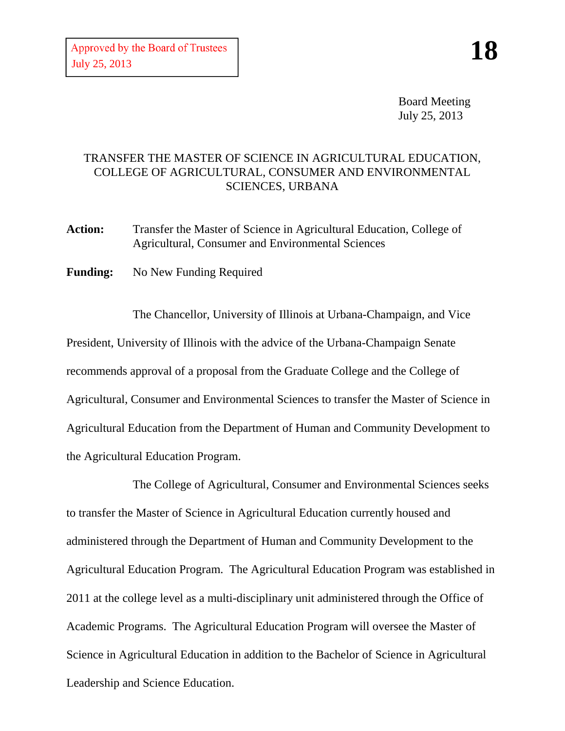Approved by the Board of Trustees
July 25, 2013

**18**

Board Meeting
July 25, 2013

## TRANSFER THE MASTER OF SCIENCE IN AGRICULTURAL EDUCATION, COLLEGE OF AGRICULTURAL, CONSUMER AND ENVIRONMENTAL SCIENCES, URBANA

**Action:** Transfer the Master of Science in Agricultural Education, College of Agricultural, Consumer and Environmental Sciences

**Funding:** No New Funding Required

The Chancellor, University of Illinois at Urbana-Champaign, and Vice President, University of Illinois with the advice of the Urbana-Champaign Senate recommends approval of a proposal from the Graduate College and the College of Agricultural, Consumer and Environmental Sciences to transfer the Master of Science in Agricultural Education from the Department of Human and Community Development to the Agricultural Education Program.

The College of Agricultural, Consumer and Environmental Sciences seeks to transfer the Master of Science in Agricultural Education currently housed and administered through the Department of Human and Community Development to the Agricultural Education Program. The Agricultural Education Program was established in 2011 at the college level as a multi-disciplinary unit administered through the Office of Academic Programs. The Agricultural Education Program will oversee the Master of Science in Agricultural Education in addition to the Bachelor of Science in Agricultural Leadership and Science Education.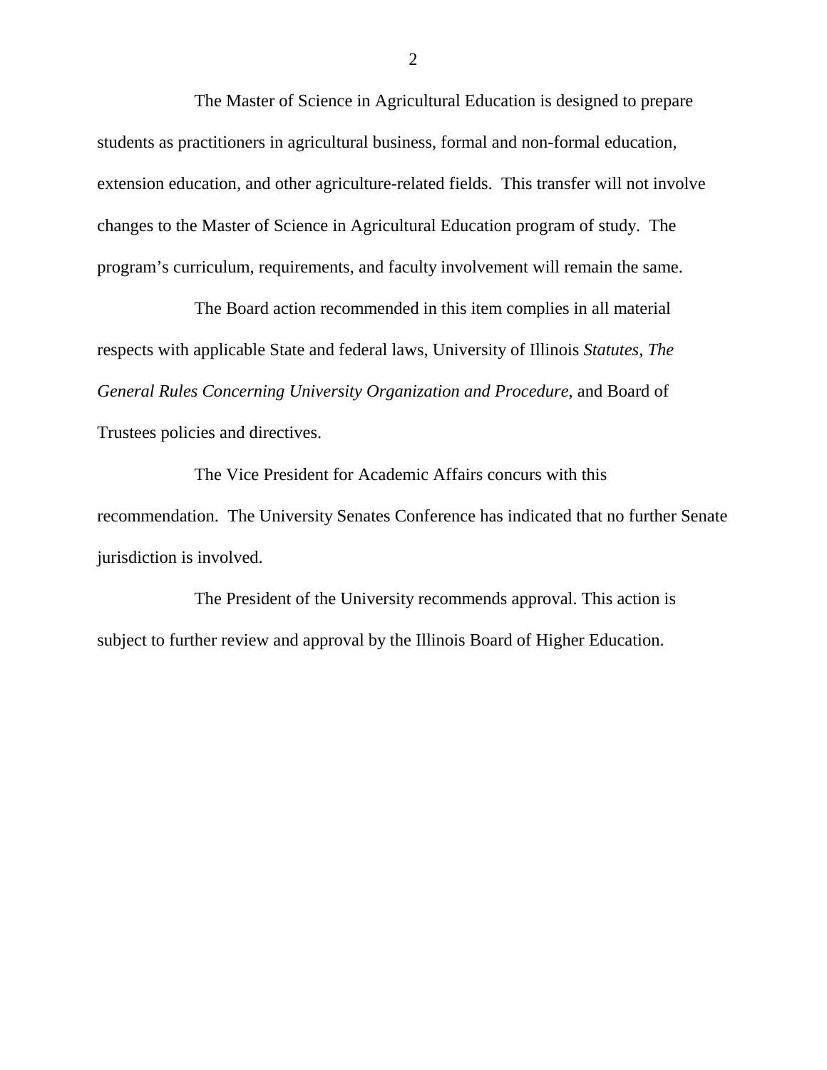The Master of Science in Agricultural Education is designed to prepare students as practitioners in agricultural business, formal and non-formal education, extension education, and other agriculture-related fields. This transfer will not involve changes to the Master of Science in Agricultural Education program of study. The program's curriculum, requirements, and faculty involvement will remain the same.

The Board action recommended in this item complies in all material respects with applicable State and federal laws, University of Illinois *Statutes*, *The General Rules Concerning University Organization and Procedure*, and Board of Trustees policies and directives.

The Vice President for Academic Affairs concurs with this recommendation. The University Senates Conference has indicated that no further Senate jurisdiction is involved.

The President of the University recommends approval. This action is subject to further review and approval by the Illinois Board of Higher Education.